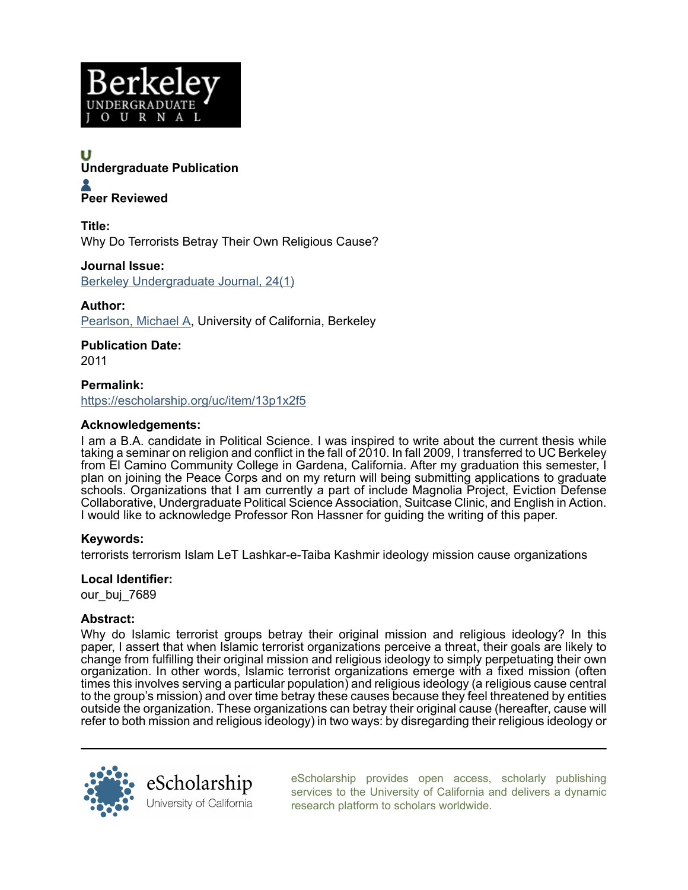Berkeley Undergraduate Journal

**Undergraduate Publication**

**Peer Reviewed**

**Title:**
Why Do Terrorists Betray Their Own Religious Cause?

**Journal Issue:**
Berkeley Undergraduate Journal, 24(1)

**Author:**
Pearlson, Michael A, University of California, Berkeley

**Publication Date:**
2011

**Permalink:**
https://escholarship.org/uc/item/13p1x2f5

**Acknowledgements:**
I am a B.A. candidate in Political Science. I was inspired to write about the current thesis while taking a seminar on religion and conflict in the fall of 2010. In fall 2009, I transferred to UC Berkeley from El Camino Community College in Gardena, California. After my graduation this semester, I plan on joining the Peace Corps and on my return will being submitting applications to graduate schools. Organizations that I am currently a part of include Magnolia Project, Eviction Defense Collaborative, Undergraduate Political Science Association, Suitcase Clinic, and English in Action. I would like to acknowledge Professor Ron Hassner for guiding the writing of this paper.

**Keywords:**
terrorists terrorism Islam LeT Lashkar-e-Taiba Kashmir ideology mission cause organizations

**Local Identifier:**
our_buj_7689

**Abstract:**
Why do Islamic terrorist groups betray their original mission and religious ideology? In this paper, I assert that when Islamic terrorist organizations perceive a threat, their goals are likely to change from fulfilling their original mission and religious ideology to simply perpetuating their own organization. In other words, Islamic terrorist organizations emerge with a fixed mission (often times this involves serving a particular population) and religious ideology (a religious cause central to the group's mission) and over time betray these causes because they feel threatened by entities outside the organization. These organizations can betray their original cause (hereafter, cause will refer to both mission and religious ideology) in two ways: by disregarding their religious ideology or

eScholarship
University of California

eScholarship provides open access, scholarly publishing services to the University of California and delivers a dynamic research platform to scholars worldwide.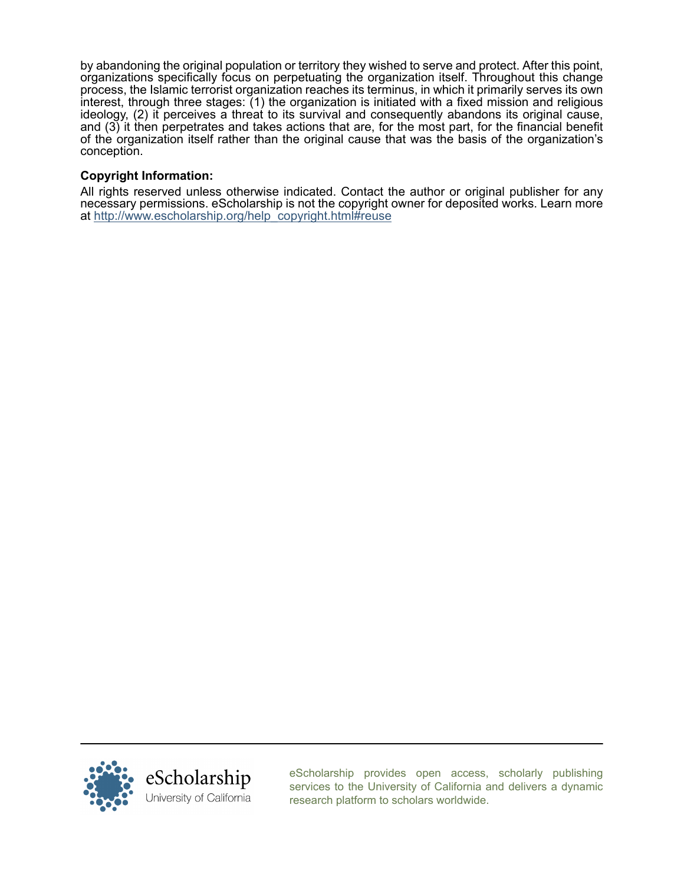by abandoning the original population or territory they wished to serve and protect. After this point, organizations specifically focus on perpetuating the organization itself. Throughout this change process, the Islamic terrorist organization reaches its terminus, in which it primarily serves its own interest, through three stages: (1) the organization is initiated with a fixed mission and religious ideology, (2) it perceives a threat to its survival and consequently abandons its original cause, and (3) it then perpetrates and takes actions that are, for the most part, for the financial benefit of the organization itself rather than the original cause that was the basis of the organization's conception.

**Copyright Information:**

All rights reserved unless otherwise indicated. Contact the author or original publisher for any necessary permissions. eScholarship is not the copyright owner for deposited works. Learn more at http://www.escholarship.org/help_copyright.html#reuse

eScholarship provides open access, scholarly publishing services to the University of California and delivers a dynamic research platform to scholars worldwide.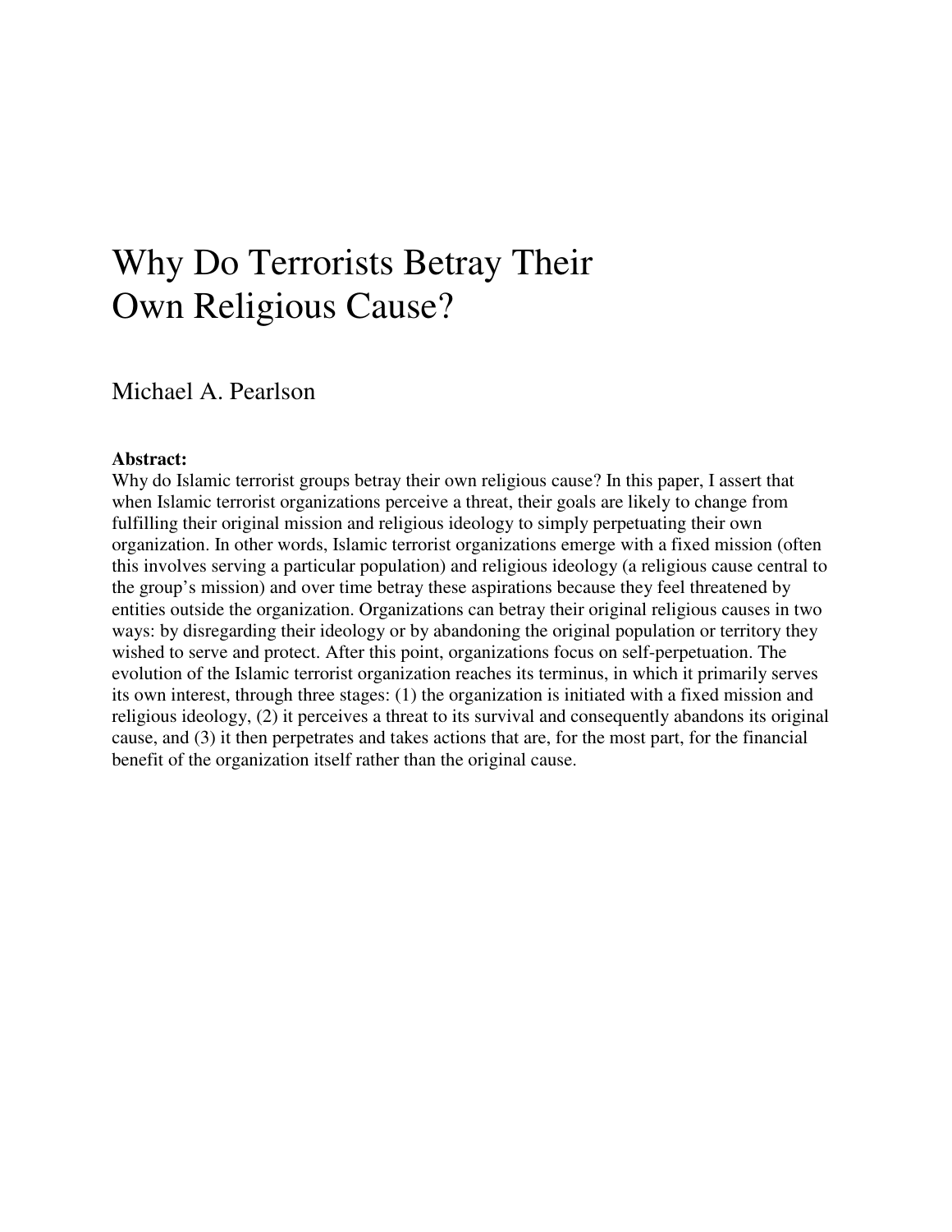# Why Do Terrorists Betray Their Own Religious Cause?

Michael A. Pearlson

**Abstract:**
Why do Islamic terrorist groups betray their own religious cause? In this paper, I assert that when Islamic terrorist organizations perceive a threat, their goals are likely to change from fulfilling their original mission and religious ideology to simply perpetuating their own organization. In other words, Islamic terrorist organizations emerge with a fixed mission (often this involves serving a particular population) and religious ideology (a religious cause central to the group's mission) and over time betray these aspirations because they feel threatened by entities outside the organization. Organizations can betray their original religious causes in two ways: by disregarding their ideology or by abandoning the original population or territory they wished to serve and protect. After this point, organizations focus on self-perpetuation. The evolution of the Islamic terrorist organization reaches its terminus, in which it primarily serves its own interest, through three stages: (1) the organization is initiated with a fixed mission and religious ideology, (2) it perceives a threat to its survival and consequently abandons its original cause, and (3) it then perpetrates and takes actions that are, for the most part, for the financial benefit of the organization itself rather than the original cause.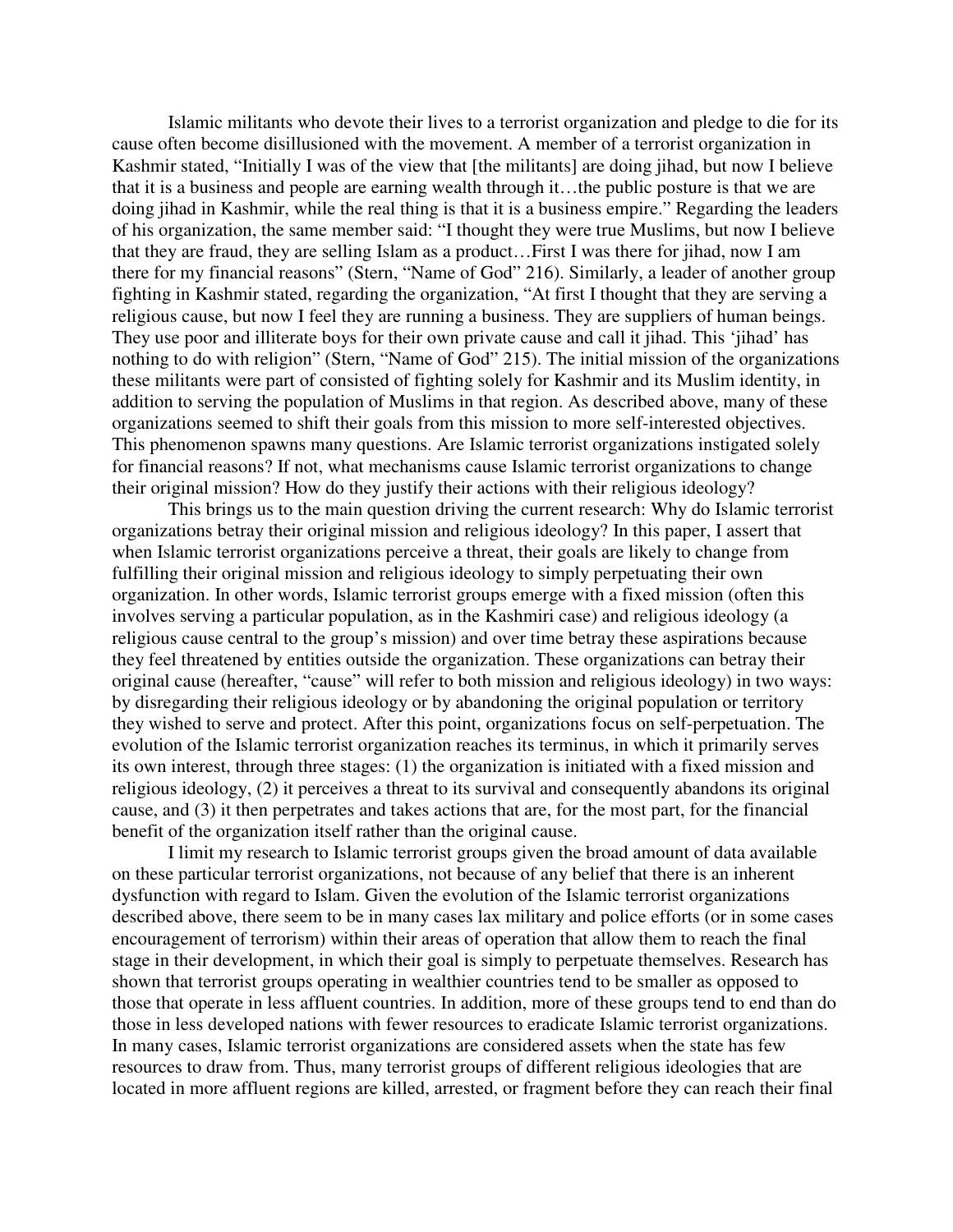Islamic militants who devote their lives to a terrorist organization and pledge to die for its cause often become disillusioned with the movement. A member of a terrorist organization in Kashmir stated, "Initially I was of the view that [the militants] are doing jihad, but now I believe that it is a business and people are earning wealth through it…the public posture is that we are doing jihad in Kashmir, while the real thing is that it is a business empire." Regarding the leaders of his organization, the same member said: "I thought they were true Muslims, but now I believe that they are fraud, they are selling Islam as a product…First I was there for jihad, now I am there for my financial reasons" (Stern, "Name of God" 216). Similarly, a leader of another group fighting in Kashmir stated, regarding the organization, "At first I thought that they are serving a religious cause, but now I feel they are running a business. They are suppliers of human beings. They use poor and illiterate boys for their own private cause and call it jihad. This 'jihad' has nothing to do with religion" (Stern, "Name of God" 215). The initial mission of the organizations these militants were part of consisted of fighting solely for Kashmir and its Muslim identity, in addition to serving the population of Muslims in that region. As described above, many of these organizations seemed to shift their goals from this mission to more self-interested objectives. This phenomenon spawns many questions. Are Islamic terrorist organizations instigated solely for financial reasons? If not, what mechanisms cause Islamic terrorist organizations to change their original mission? How do they justify their actions with their religious ideology?

This brings us to the main question driving the current research: Why do Islamic terrorist organizations betray their original mission and religious ideology? In this paper, I assert that when Islamic terrorist organizations perceive a threat, their goals are likely to change from fulfilling their original mission and religious ideology to simply perpetuating their own organization. In other words, Islamic terrorist groups emerge with a fixed mission (often this involves serving a particular population, as in the Kashmiri case) and religious ideology (a religious cause central to the group's mission) and over time betray these aspirations because they feel threatened by entities outside the organization. These organizations can betray their original cause (hereafter, "cause" will refer to both mission and religious ideology) in two ways: by disregarding their religious ideology or by abandoning the original population or territory they wished to serve and protect. After this point, organizations focus on self-perpetuation. The evolution of the Islamic terrorist organization reaches its terminus, in which it primarily serves its own interest, through three stages: (1) the organization is initiated with a fixed mission and religious ideology, (2) it perceives a threat to its survival and consequently abandons its original cause, and (3) it then perpetrates and takes actions that are, for the most part, for the financial benefit of the organization itself rather than the original cause.

I limit my research to Islamic terrorist groups given the broad amount of data available on these particular terrorist organizations, not because of any belief that there is an inherent dysfunction with regard to Islam. Given the evolution of the Islamic terrorist organizations described above, there seem to be in many cases lax military and police efforts (or in some cases encouragement of terrorism) within their areas of operation that allow them to reach the final stage in their development, in which their goal is simply to perpetuate themselves. Research has shown that terrorist groups operating in wealthier countries tend to be smaller as opposed to those that operate in less affluent countries. In addition, more of these groups tend to end than do those in less developed nations with fewer resources to eradicate Islamic terrorist organizations. In many cases, Islamic terrorist organizations are considered assets when the state has few resources to draw from. Thus, many terrorist groups of different religious ideologies that are located in more affluent regions are killed, arrested, or fragment before they can reach their final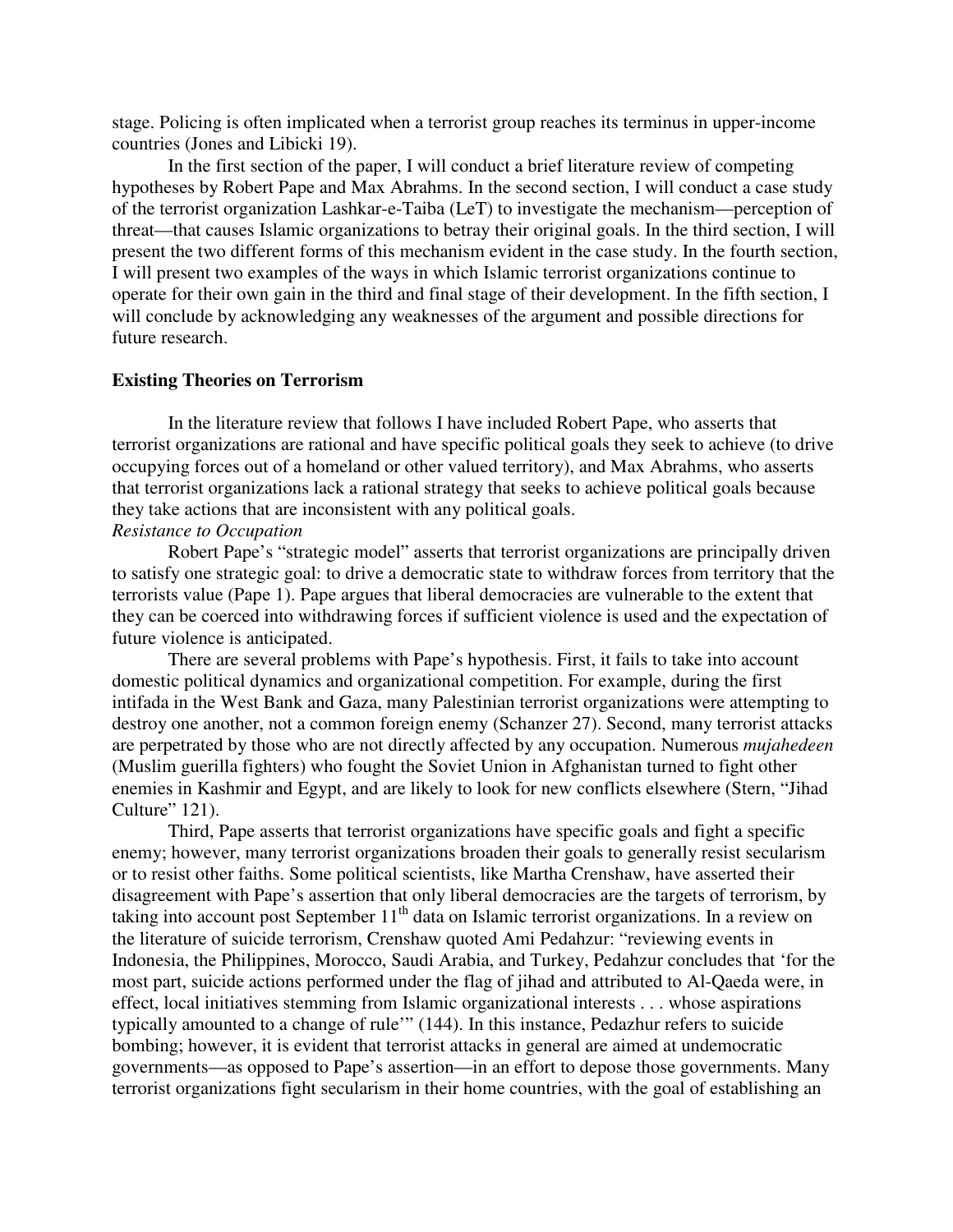stage. Policing is often implicated when a terrorist group reaches its terminus in upper-income countries (Jones and Libicki 19).

In the first section of the paper, I will conduct a brief literature review of competing hypotheses by Robert Pape and Max Abrahms. In the second section, I will conduct a case study of the terrorist organization Lashkar-e-Taiba (LeT) to investigate the mechanism—perception of threat—that causes Islamic organizations to betray their original goals. In the third section, I will present the two different forms of this mechanism evident in the case study. In the fourth section, I will present two examples of the ways in which Islamic terrorist organizations continue to operate for their own gain in the third and final stage of their development. In the fifth section, I will conclude by acknowledging any weaknesses of the argument and possible directions for future research.

**Existing Theories on Terrorism**

In the literature review that follows I have included Robert Pape, who asserts that terrorist organizations are rational and have specific political goals they seek to achieve (to drive occupying forces out of a homeland or other valued territory), and Max Abrahms, who asserts that terrorist organizations lack a rational strategy that seeks to achieve political goals because they take actions that are inconsistent with any political goals.

*Resistance to Occupation*

Robert Pape's "strategic model" asserts that terrorist organizations are principally driven to satisfy one strategic goal: to drive a democratic state to withdraw forces from territory that the terrorists value (Pape 1). Pape argues that liberal democracies are vulnerable to the extent that they can be coerced into withdrawing forces if sufficient violence is used and the expectation of future violence is anticipated.

There are several problems with Pape's hypothesis. First, it fails to take into account domestic political dynamics and organizational competition. For example, during the first intifada in the West Bank and Gaza, many Palestinian terrorist organizations were attempting to destroy one another, not a common foreign enemy (Schanzer 27). Second, many terrorist attacks are perpetrated by those who are not directly affected by any occupation. Numerous *mujahedeen* (Muslim guerilla fighters) who fought the Soviet Union in Afghanistan turned to fight other enemies in Kashmir and Egypt, and are likely to look for new conflicts elsewhere (Stern, "Jihad Culture" 121).

Third, Pape asserts that terrorist organizations have specific goals and fight a specific enemy; however, many terrorist organizations broaden their goals to generally resist secularism or to resist other faiths. Some political scientists, like Martha Crenshaw, have asserted their disagreement with Pape's assertion that only liberal democracies are the targets of terrorism, by taking into account post September 11th data on Islamic terrorist organizations. In a review on the literature of suicide terrorism, Crenshaw quoted Ami Pedahzur: "reviewing events in Indonesia, the Philippines, Morocco, Saudi Arabia, and Turkey, Pedahzur concludes that 'for the most part, suicide actions performed under the flag of jihad and attributed to Al-Qaeda were, in effect, local initiatives stemming from Islamic organizational interests . . . whose aspirations typically amounted to a change of rule'" (144). In this instance, Pedazhur refers to suicide bombing; however, it is evident that terrorist attacks in general are aimed at undemocratic governments—as opposed to Pape's assertion—in an effort to depose those governments. Many terrorist organizations fight secularism in their home countries, with the goal of establishing an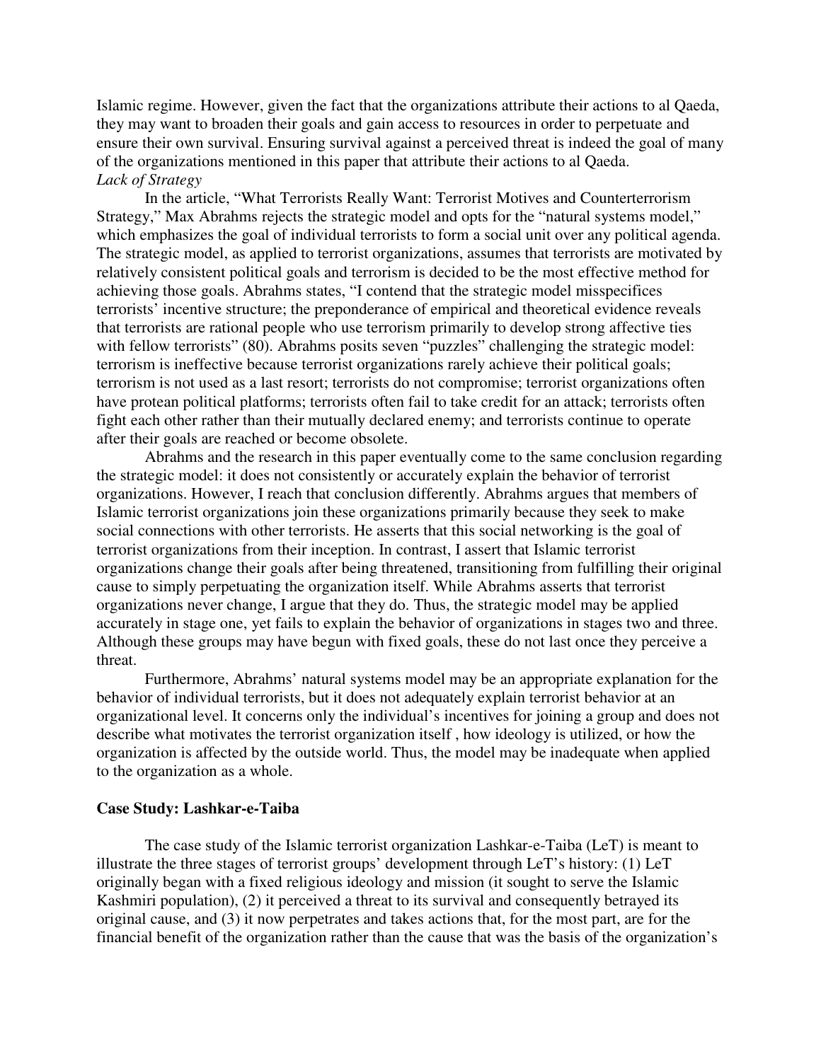Islamic regime. However, given the fact that the organizations attribute their actions to al Qaeda, they may want to broaden their goals and gain access to resources in order to perpetuate and ensure their own survival. Ensuring survival against a perceived threat is indeed the goal of many of the organizations mentioned in this paper that attribute their actions to al Qaeda.

*Lack of Strategy*

In the article, "What Terrorists Really Want: Terrorist Motives and Counterterrorism Strategy," Max Abrahms rejects the strategic model and opts for the "natural systems model," which emphasizes the goal of individual terrorists to form a social unit over any political agenda. The strategic model, as applied to terrorist organizations, assumes that terrorists are motivated by relatively consistent political goals and terrorism is decided to be the most effective method for achieving those goals. Abrahms states, "I contend that the strategic model misspecifices terrorists' incentive structure; the preponderance of empirical and theoretical evidence reveals that terrorists are rational people who use terrorism primarily to develop strong affective ties with fellow terrorists" (80). Abrahms posits seven "puzzles" challenging the strategic model: terrorism is ineffective because terrorist organizations rarely achieve their political goals; terrorism is not used as a last resort; terrorists do not compromise; terrorist organizations often have protean political platforms; terrorists often fail to take credit for an attack; terrorists often fight each other rather than their mutually declared enemy; and terrorists continue to operate after their goals are reached or become obsolete.

Abrahms and the research in this paper eventually come to the same conclusion regarding the strategic model: it does not consistently or accurately explain the behavior of terrorist organizations. However, I reach that conclusion differently. Abrahms argues that members of Islamic terrorist organizations join these organizations primarily because they seek to make social connections with other terrorists. He asserts that this social networking is the goal of terrorist organizations from their inception. In contrast, I assert that Islamic terrorist organizations change their goals after being threatened, transitioning from fulfilling their original cause to simply perpetuating the organization itself. While Abrahms asserts that terrorist organizations never change, I argue that they do. Thus, the strategic model may be applied accurately in stage one, yet fails to explain the behavior of organizations in stages two and three. Although these groups may have begun with fixed goals, these do not last once they perceive a threat.

Furthermore, Abrahms' natural systems model may be an appropriate explanation for the behavior of individual terrorists, but it does not adequately explain terrorist behavior at an organizational level. It concerns only the individual's incentives for joining a group and does not describe what motivates the terrorist organization itself , how ideology is utilized, or how the organization is affected by the outside world. Thus, the model may be inadequate when applied to the organization as a whole.

**Case Study: Lashkar-e-Taiba**

The case study of the Islamic terrorist organization Lashkar-e-Taiba (LeT) is meant to illustrate the three stages of terrorist groups' development through LeT's history: (1) LeT originally began with a fixed religious ideology and mission (it sought to serve the Islamic Kashmiri population), (2) it perceived a threat to its survival and consequently betrayed its original cause, and (3) it now perpetrates and takes actions that, for the most part, are for the financial benefit of the organization rather than the cause that was the basis of the organization's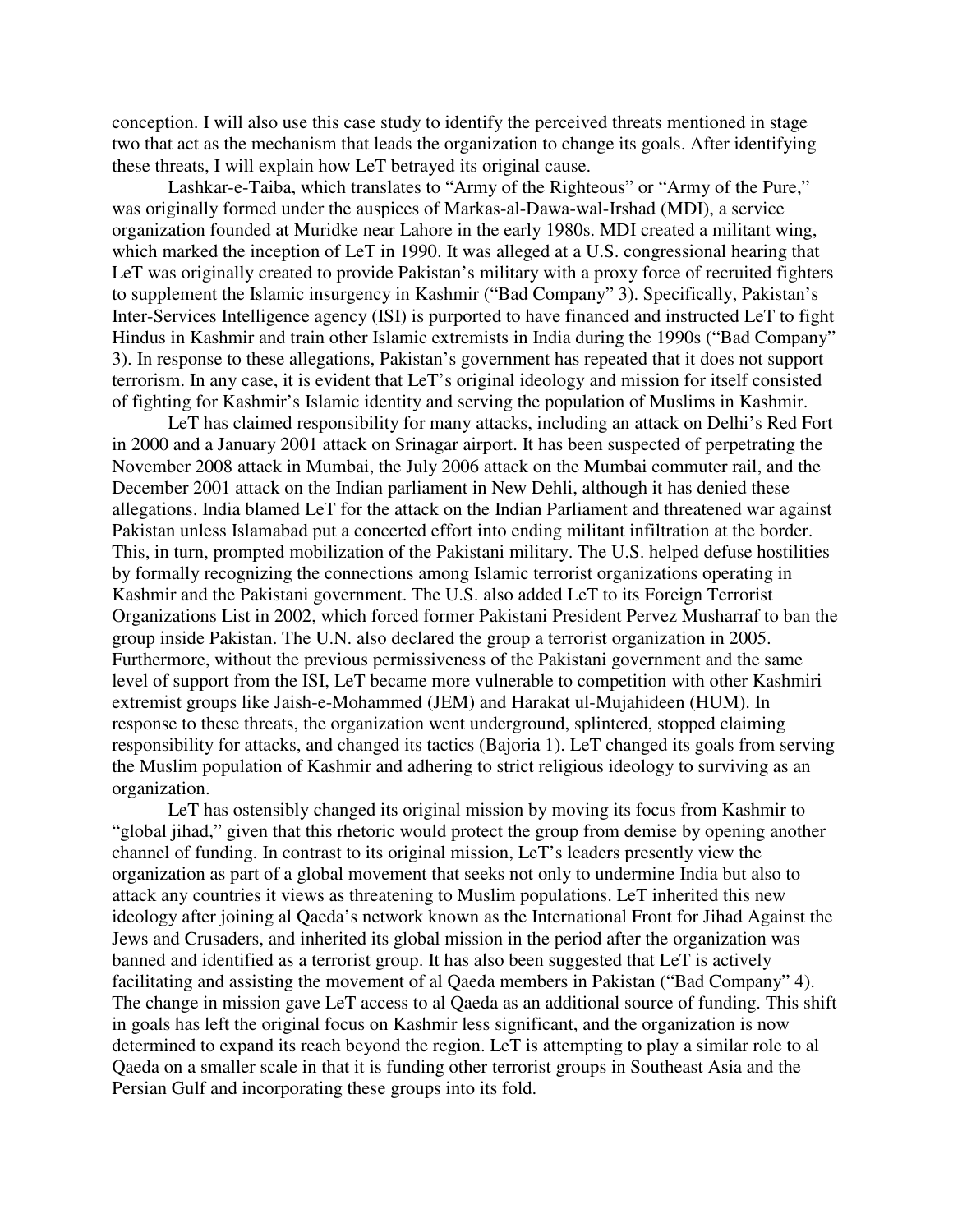conception. I will also use this case study to identify the perceived threats mentioned in stage two that act as the mechanism that leads the organization to change its goals. After identifying these threats, I will explain how LeT betrayed its original cause.

Lashkar-e-Taiba, which translates to "Army of the Righteous" or "Army of the Pure," was originally formed under the auspices of Markas-al-Dawa-wal-Irshad (MDI), a service organization founded at Muridke near Lahore in the early 1980s. MDI created a militant wing, which marked the inception of LeT in 1990. It was alleged at a U.S. congressional hearing that LeT was originally created to provide Pakistan's military with a proxy force of recruited fighters to supplement the Islamic insurgency in Kashmir ("Bad Company" 3). Specifically, Pakistan's Inter-Services Intelligence agency (ISI) is purported to have financed and instructed LeT to fight Hindus in Kashmir and train other Islamic extremists in India during the 1990s ("Bad Company" 3). In response to these allegations, Pakistan's government has repeated that it does not support terrorism. In any case, it is evident that LeT's original ideology and mission for itself consisted of fighting for Kashmir's Islamic identity and serving the population of Muslims in Kashmir.

LeT has claimed responsibility for many attacks, including an attack on Delhi's Red Fort in 2000 and a January 2001 attack on Srinagar airport. It has been suspected of perpetrating the November 2008 attack in Mumbai, the July 2006 attack on the Mumbai commuter rail, and the December 2001 attack on the Indian parliament in New Dehli, although it has denied these allegations. India blamed LeT for the attack on the Indian Parliament and threatened war against Pakistan unless Islamabad put a concerted effort into ending militant infiltration at the border. This, in turn, prompted mobilization of the Pakistani military. The U.S. helped defuse hostilities by formally recognizing the connections among Islamic terrorist organizations operating in Kashmir and the Pakistani government. The U.S. also added LeT to its Foreign Terrorist Organizations List in 2002, which forced former Pakistani President Pervez Musharraf to ban the group inside Pakistan. The U.N. also declared the group a terrorist organization in 2005. Furthermore, without the previous permissiveness of the Pakistani government and the same level of support from the ISI, LeT became more vulnerable to competition with other Kashmiri extremist groups like Jaish-e-Mohammed (JEM) and Harakat ul-Mujahideen (HUM). In response to these threats, the organization went underground, splintered, stopped claiming responsibility for attacks, and changed its tactics (Bajoria 1). LeT changed its goals from serving the Muslim population of Kashmir and adhering to strict religious ideology to surviving as an organization.

LeT has ostensibly changed its original mission by moving its focus from Kashmir to "global jihad," given that this rhetoric would protect the group from demise by opening another channel of funding. In contrast to its original mission, LeT's leaders presently view the organization as part of a global movement that seeks not only to undermine India but also to attack any countries it views as threatening to Muslim populations. LeT inherited this new ideology after joining al Qaeda's network known as the International Front for Jihad Against the Jews and Crusaders, and inherited its global mission in the period after the organization was banned and identified as a terrorist group. It has also been suggested that LeT is actively facilitating and assisting the movement of al Qaeda members in Pakistan ("Bad Company" 4). The change in mission gave LeT access to al Qaeda as an additional source of funding. This shift in goals has left the original focus on Kashmir less significant, and the organization is now determined to expand its reach beyond the region. LeT is attempting to play a similar role to al Qaeda on a smaller scale in that it is funding other terrorist groups in Southeast Asia and the Persian Gulf and incorporating these groups into its fold.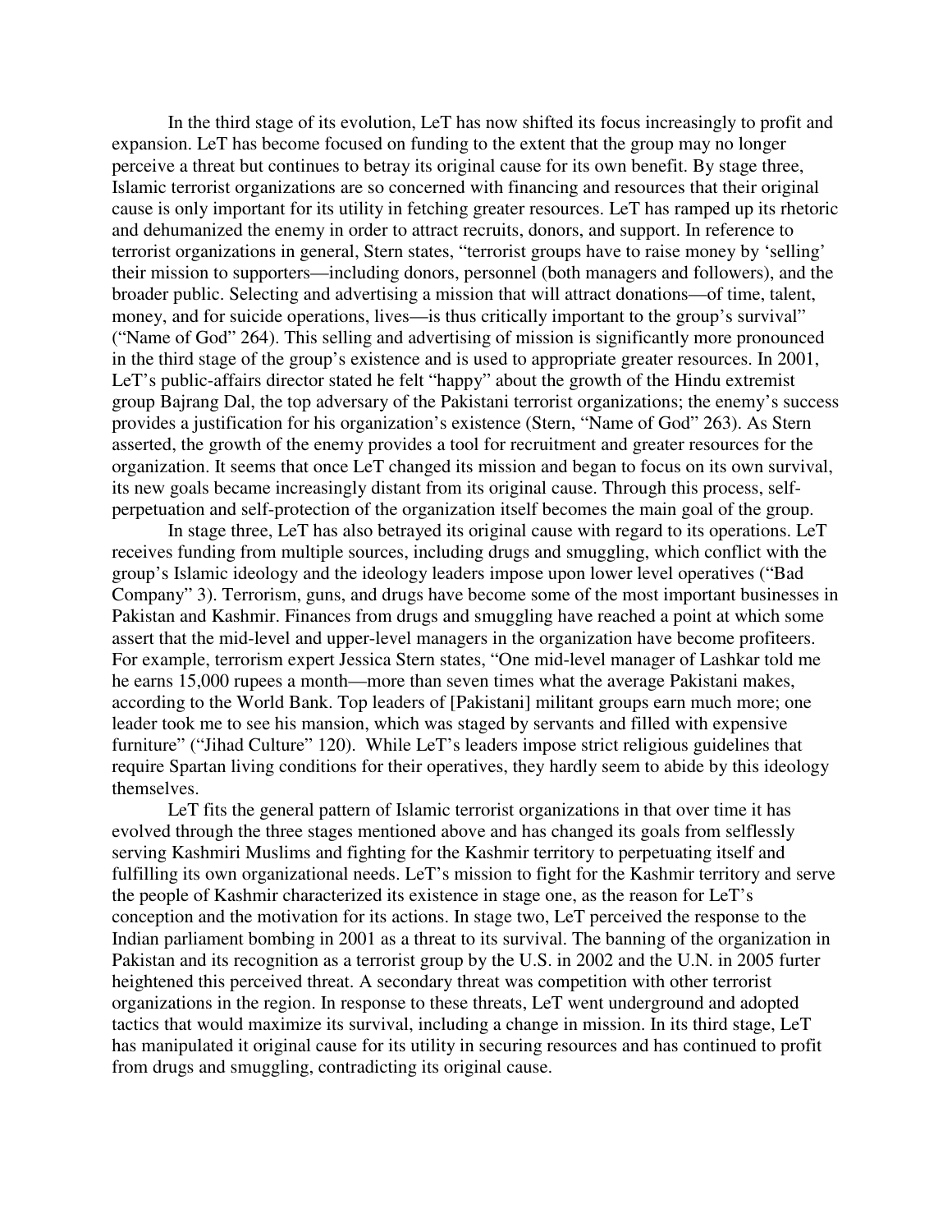In the third stage of its evolution, LeT has now shifted its focus increasingly to profit and expansion. LeT has become focused on funding to the extent that the group may no longer perceive a threat but continues to betray its original cause for its own benefit. By stage three, Islamic terrorist organizations are so concerned with financing and resources that their original cause is only important for its utility in fetching greater resources. LeT has ramped up its rhetoric and dehumanized the enemy in order to attract recruits, donors, and support. In reference to terrorist organizations in general, Stern states, "terrorist groups have to raise money by 'selling' their mission to supporters—including donors, personnel (both managers and followers), and the broader public. Selecting and advertising a mission that will attract donations—of time, talent, money, and for suicide operations, lives—is thus critically important to the group's survival" ("Name of God" 264). This selling and advertising of mission is significantly more pronounced in the third stage of the group's existence and is used to appropriate greater resources. In 2001, LeT's public-affairs director stated he felt "happy" about the growth of the Hindu extremist group Bajrang Dal, the top adversary of the Pakistani terrorist organizations; the enemy's success provides a justification for his organization's existence (Stern, "Name of God" 263). As Stern asserted, the growth of the enemy provides a tool for recruitment and greater resources for the organization. It seems that once LeT changed its mission and began to focus on its own survival, its new goals became increasingly distant from its original cause. Through this process, self-perpetuation and self-protection of the organization itself becomes the main goal of the group.

In stage three, LeT has also betrayed its original cause with regard to its operations. LeT receives funding from multiple sources, including drugs and smuggling, which conflict with the group's Islamic ideology and the ideology leaders impose upon lower level operatives ("Bad Company" 3). Terrorism, guns, and drugs have become some of the most important businesses in Pakistan and Kashmir. Finances from drugs and smuggling have reached a point at which some assert that the mid-level and upper-level managers in the organization have become profiteers. For example, terrorism expert Jessica Stern states, "One mid-level manager of Lashkar told me he earns 15,000 rupees a month—more than seven times what the average Pakistani makes, according to the World Bank. Top leaders of [Pakistani] militant groups earn much more; one leader took me to see his mansion, which was staged by servants and filled with expensive furniture" ("Jihad Culture" 120). While LeT's leaders impose strict religious guidelines that require Spartan living conditions for their operatives, they hardly seem to abide by this ideology themselves.

LeT fits the general pattern of Islamic terrorist organizations in that over time it has evolved through the three stages mentioned above and has changed its goals from selflessly serving Kashmiri Muslims and fighting for the Kashmir territory to perpetuating itself and fulfilling its own organizational needs. LeT's mission to fight for the Kashmir territory and serve the people of Kashmir characterized its existence in stage one, as the reason for LeT's conception and the motivation for its actions. In stage two, LeT perceived the response to the Indian parliament bombing in 2001 as a threat to its survival. The banning of the organization in Pakistan and its recognition as a terrorist group by the U.S. in 2002 and the U.N. in 2005 furter heightened this perceived threat. A secondary threat was competition with other terrorist organizations in the region. In response to these threats, LeT went underground and adopted tactics that would maximize its survival, including a change in mission. In its third stage, LeT has manipulated it original cause for its utility in securing resources and has continued to profit from drugs and smuggling, contradicting its original cause.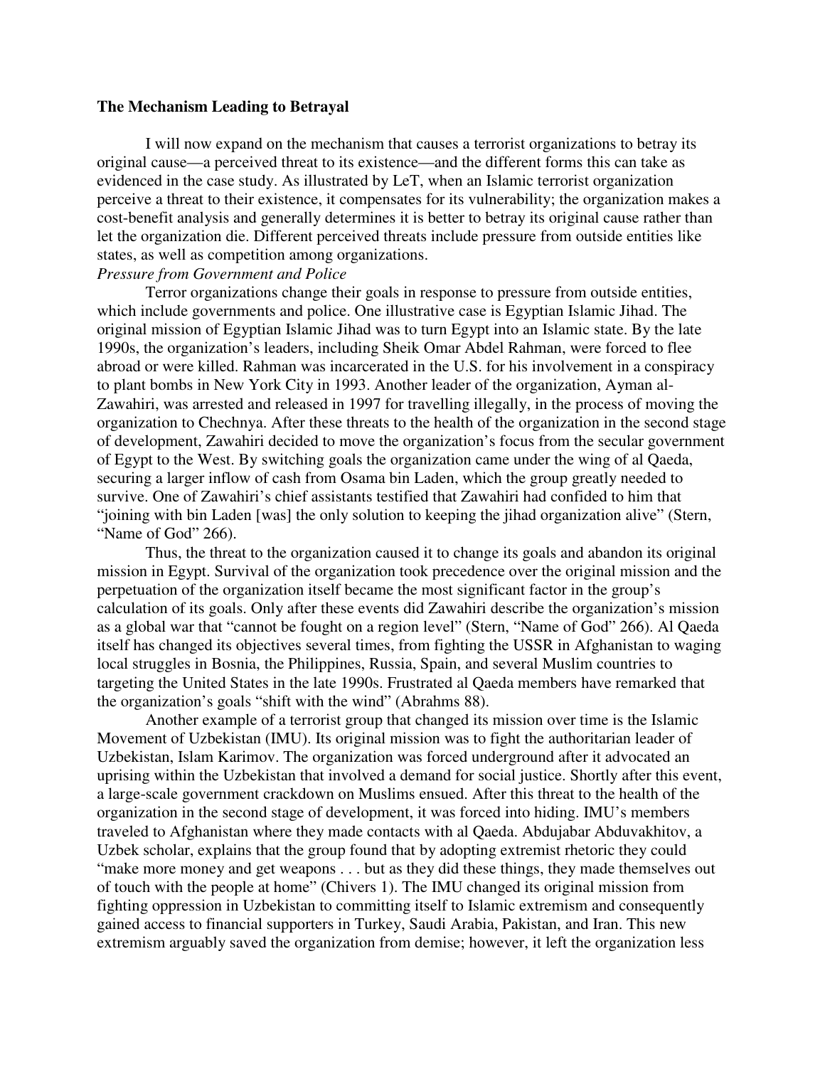**The Mechanism Leading to Betrayal**

I will now expand on the mechanism that causes a terrorist organizations to betray its original cause—a perceived threat to its existence—and the different forms this can take as evidenced in the case study. As illustrated by LeT, when an Islamic terrorist organization perceive a threat to their existence, it compensates for its vulnerability; the organization makes a cost-benefit analysis and generally determines it is better to betray its original cause rather than let the organization die. Different perceived threats include pressure from outside entities like states, as well as competition among organizations.

*Pressure from Government and Police*

Terror organizations change their goals in response to pressure from outside entities, which include governments and police. One illustrative case is Egyptian Islamic Jihad. The original mission of Egyptian Islamic Jihad was to turn Egypt into an Islamic state. By the late 1990s, the organization's leaders, including Sheik Omar Abdel Rahman, were forced to flee abroad or were killed. Rahman was incarcerated in the U.S. for his involvement in a conspiracy to plant bombs in New York City in 1993. Another leader of the organization, Ayman al-Zawahiri, was arrested and released in 1997 for travelling illegally, in the process of moving the organization to Chechnya. After these threats to the health of the organization in the second stage of development, Zawahiri decided to move the organization's focus from the secular government of Egypt to the West. By switching goals the organization came under the wing of al Qaeda, securing a larger inflow of cash from Osama bin Laden, which the group greatly needed to survive. One of Zawahiri's chief assistants testified that Zawahiri had confided to him that "joining with bin Laden [was] the only solution to keeping the jihad organization alive" (Stern, "Name of God" 266).

Thus, the threat to the organization caused it to change its goals and abandon its original mission in Egypt. Survival of the organization took precedence over the original mission and the perpetuation of the organization itself became the most significant factor in the group's calculation of its goals. Only after these events did Zawahiri describe the organization's mission as a global war that "cannot be fought on a region level" (Stern, "Name of God" 266). Al Qaeda itself has changed its objectives several times, from fighting the USSR in Afghanistan to waging local struggles in Bosnia, the Philippines, Russia, Spain, and several Muslim countries to targeting the United States in the late 1990s. Frustrated al Qaeda members have remarked that the organization's goals "shift with the wind" (Abrahms 88).

Another example of a terrorist group that changed its mission over time is the Islamic Movement of Uzbekistan (IMU). Its original mission was to fight the authoritarian leader of Uzbekistan, Islam Karimov. The organization was forced underground after it advocated an uprising within the Uzbekistan that involved a demand for social justice. Shortly after this event, a large-scale government crackdown on Muslims ensued. After this threat to the health of the organization in the second stage of development, it was forced into hiding. IMU's members traveled to Afghanistan where they made contacts with al Qaeda. Abdujabar Abduvakhitov, a Uzbek scholar, explains that the group found that by adopting extremist rhetoric they could "make more money and get weapons . . . but as they did these things, they made themselves out of touch with the people at home" (Chivers 1). The IMU changed its original mission from fighting oppression in Uzbekistan to committing itself to Islamic extremism and consequently gained access to financial supporters in Turkey, Saudi Arabia, Pakistan, and Iran. This new extremism arguably saved the organization from demise; however, it left the organization less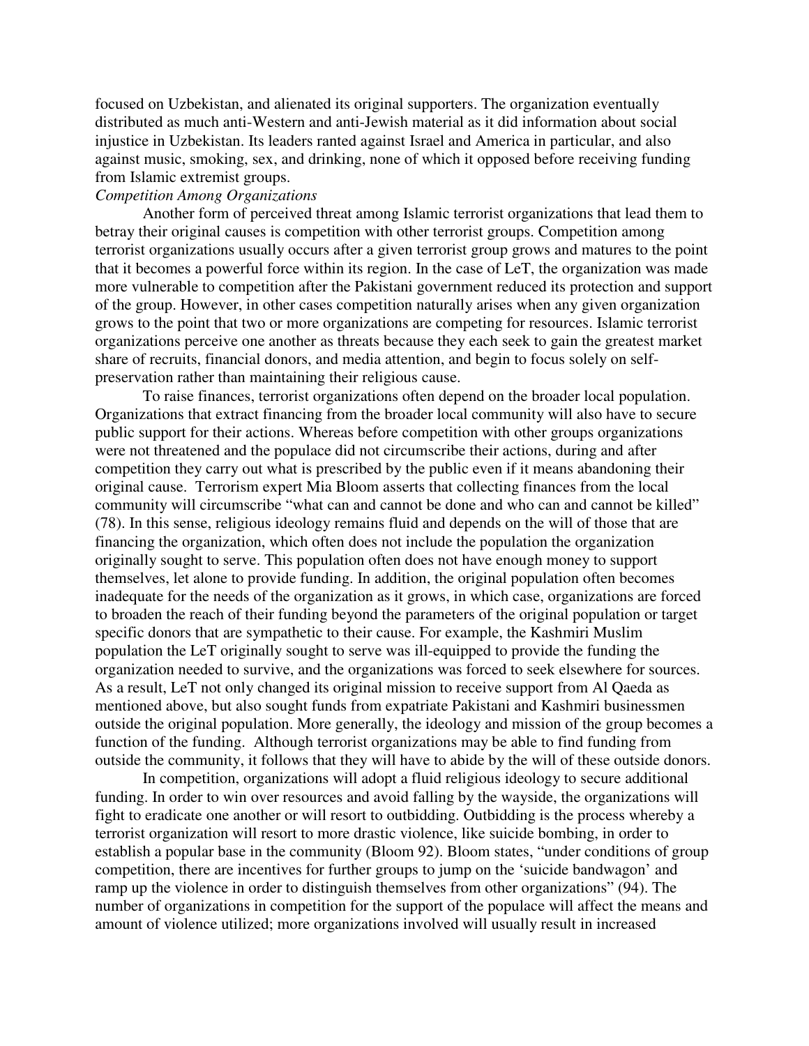focused on Uzbekistan, and alienated its original supporters. The organization eventually distributed as much anti-Western and anti-Jewish material as it did information about social injustice in Uzbekistan. Its leaders ranted against Israel and America in particular, and also against music, smoking, sex, and drinking, none of which it opposed before receiving funding from Islamic extremist groups.

*Competition Among Organizations*

Another form of perceived threat among Islamic terrorist organizations that lead them to betray their original causes is competition with other terrorist groups. Competition among terrorist organizations usually occurs after a given terrorist group grows and matures to the point that it becomes a powerful force within its region. In the case of LeT, the organization was made more vulnerable to competition after the Pakistani government reduced its protection and support of the group. However, in other cases competition naturally arises when any given organization grows to the point that two or more organizations are competing for resources. Islamic terrorist organizations perceive one another as threats because they each seek to gain the greatest market share of recruits, financial donors, and media attention, and begin to focus solely on self-preservation rather than maintaining their religious cause.

To raise finances, terrorist organizations often depend on the broader local population. Organizations that extract financing from the broader local community will also have to secure public support for their actions. Whereas before competition with other groups organizations were not threatened and the populace did not circumscribe their actions, during and after competition they carry out what is prescribed by the public even if it means abandoning their original cause. Terrorism expert Mia Bloom asserts that collecting finances from the local community will circumscribe "what can and cannot be done and who can and cannot be killed" (78). In this sense, religious ideology remains fluid and depends on the will of those that are financing the organization, which often does not include the population the organization originally sought to serve. This population often does not have enough money to support themselves, let alone to provide funding. In addition, the original population often becomes inadequate for the needs of the organization as it grows, in which case, organizations are forced to broaden the reach of their funding beyond the parameters of the original population or target specific donors that are sympathetic to their cause. For example, the Kashmiri Muslim population the LeT originally sought to serve was ill-equipped to provide the funding the organization needed to survive, and the organizations was forced to seek elsewhere for sources. As a result, LeT not only changed its original mission to receive support from Al Qaeda as mentioned above, but also sought funds from expatriate Pakistani and Kashmiri businessmen outside the original population. More generally, the ideology and mission of the group becomes a function of the funding. Although terrorist organizations may be able to find funding from outside the community, it follows that they will have to abide by the will of these outside donors.

In competition, organizations will adopt a fluid religious ideology to secure additional funding. In order to win over resources and avoid falling by the wayside, the organizations will fight to eradicate one another or will resort to outbidding. Outbidding is the process whereby a terrorist organization will resort to more drastic violence, like suicide bombing, in order to establish a popular base in the community (Bloom 92). Bloom states, "under conditions of group competition, there are incentives for further groups to jump on the 'suicide bandwagon' and ramp up the violence in order to distinguish themselves from other organizations" (94). The number of organizations in competition for the support of the populace will affect the means and amount of violence utilized; more organizations involved will usually result in increased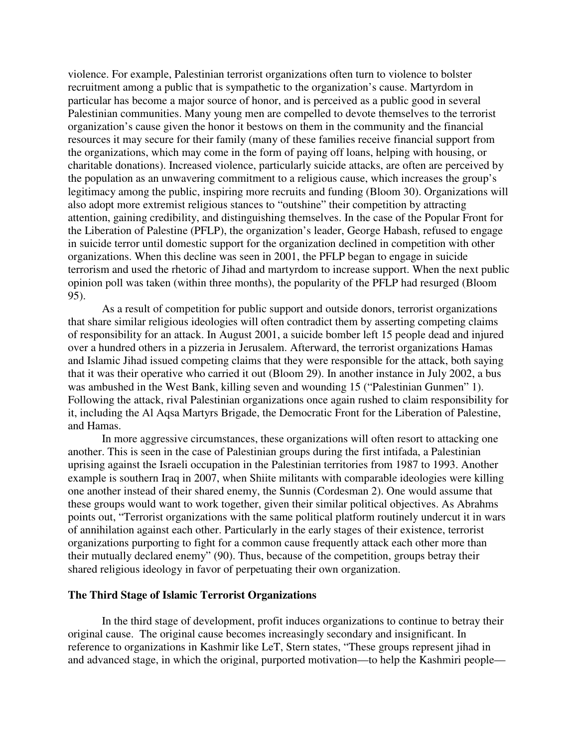violence. For example, Palestinian terrorist organizations often turn to violence to bolster recruitment among a public that is sympathetic to the organization's cause. Martyrdom in particular has become a major source of honor, and is perceived as a public good in several Palestinian communities. Many young men are compelled to devote themselves to the terrorist organization's cause given the honor it bestows on them in the community and the financial resources it may secure for their family (many of these families receive financial support from the organizations, which may come in the form of paying off loans, helping with housing, or charitable donations). Increased violence, particularly suicide attacks, are often are perceived by the population as an unwavering commitment to a religious cause, which increases the group's legitimacy among the public, inspiring more recruits and funding (Bloom 30). Organizations will also adopt more extremist religious stances to "outshine" their competition by attracting attention, gaining credibility, and distinguishing themselves. In the case of the Popular Front for the Liberation of Palestine (PFLP), the organization's leader, George Habash, refused to engage in suicide terror until domestic support for the organization declined in competition with other organizations. When this decline was seen in 2001, the PFLP began to engage in suicide terrorism and used the rhetoric of Jihad and martyrdom to increase support. When the next public opinion poll was taken (within three months), the popularity of the PFLP had resurged (Bloom 95).

As a result of competition for public support and outside donors, terrorist organizations that share similar religious ideologies will often contradict them by asserting competing claims of responsibility for an attack. In August 2001, a suicide bomber left 15 people dead and injured over a hundred others in a pizzeria in Jerusalem. Afterward, the terrorist organizations Hamas and Islamic Jihad issued competing claims that they were responsible for the attack, both saying that it was their operative who carried it out (Bloom 29). In another instance in July 2002, a bus was ambushed in the West Bank, killing seven and wounding 15 ("Palestinian Gunmen" 1). Following the attack, rival Palestinian organizations once again rushed to claim responsibility for it, including the Al Aqsa Martyrs Brigade, the Democratic Front for the Liberation of Palestine, and Hamas.

In more aggressive circumstances, these organizations will often resort to attacking one another. This is seen in the case of Palestinian groups during the first intifada, a Palestinian uprising against the Israeli occupation in the Palestinian territories from 1987 to 1993. Another example is southern Iraq in 2007, when Shiite militants with comparable ideologies were killing one another instead of their shared enemy, the Sunnis (Cordesman 2). One would assume that these groups would want to work together, given their similar political objectives. As Abrahms points out, "Terrorist organizations with the same political platform routinely undercut it in wars of annihilation against each other. Particularly in the early stages of their existence, terrorist organizations purporting to fight for a common cause frequently attack each other more than their mutually declared enemy" (90). Thus, because of the competition, groups betray their shared religious ideology in favor of perpetuating their own organization.

**The Third Stage of Islamic Terrorist Organizations**

In the third stage of development, profit induces organizations to continue to betray their original cause. The original cause becomes increasingly secondary and insignificant. In reference to organizations in Kashmir like LeT, Stern states, "These groups represent jihad in and advanced stage, in which the original, purported motivation—to help the Kashmiri people—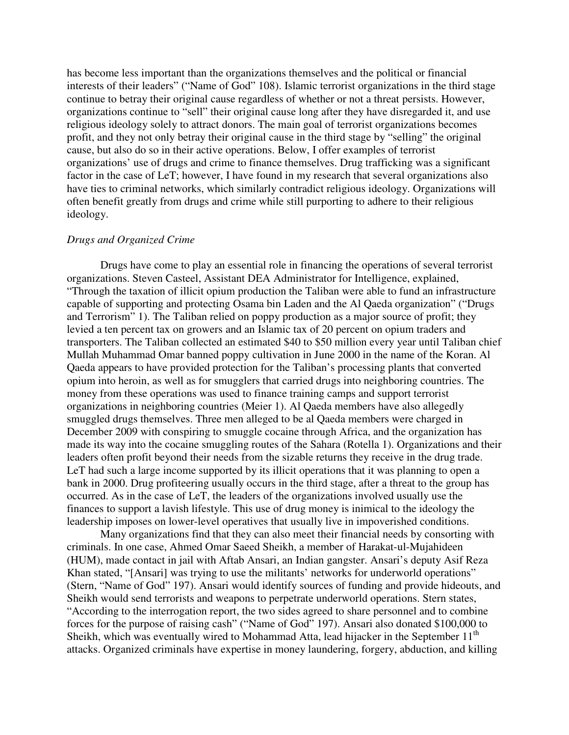has become less important than the organizations themselves and the political or financial interests of their leaders" ("Name of God" 108). Islamic terrorist organizations in the third stage continue to betray their original cause regardless of whether or not a threat persists. However, organizations continue to "sell" their original cause long after they have disregarded it, and use religious ideology solely to attract donors. The main goal of terrorist organizations becomes profit, and they not only betray their original cause in the third stage by "selling" the original cause, but also do so in their active operations. Below, I offer examples of terrorist organizations' use of drugs and crime to finance themselves. Drug trafficking was a significant factor in the case of LeT; however, I have found in my research that several organizations also have ties to criminal networks, which similarly contradict religious ideology. Organizations will often benefit greatly from drugs and crime while still purporting to adhere to their religious ideology.

*Drugs and Organized Crime*

Drugs have come to play an essential role in financing the operations of several terrorist organizations. Steven Casteel, Assistant DEA Administrator for Intelligence, explained, "Through the taxation of illicit opium production the Taliban were able to fund an infrastructure capable of supporting and protecting Osama bin Laden and the Al Qaeda organization" ("Drugs and Terrorism" 1). The Taliban relied on poppy production as a major source of profit; they levied a ten percent tax on growers and an Islamic tax of 20 percent on opium traders and transporters. The Taliban collected an estimated \$40 to \$50 million every year until Taliban chief Mullah Muhammad Omar banned poppy cultivation in June 2000 in the name of the Koran. Al Qaeda appears to have provided protection for the Taliban's processing plants that converted opium into heroin, as well as for smugglers that carried drugs into neighboring countries. The money from these operations was used to finance training camps and support terrorist organizations in neighboring countries (Meier 1). Al Qaeda members have also allegedly smuggled drugs themselves. Three men alleged to be al Qaeda members were charged in December 2009 with conspiring to smuggle cocaine through Africa, and the organization has made its way into the cocaine smuggling routes of the Sahara (Rotella 1). Organizations and their leaders often profit beyond their needs from the sizable returns they receive in the drug trade. LeT had such a large income supported by its illicit operations that it was planning to open a bank in 2000. Drug profiteering usually occurs in the third stage, after a threat to the group has occurred. As in the case of LeT, the leaders of the organizations involved usually use the finances to support a lavish lifestyle. This use of drug money is inimical to the ideology the leadership imposes on lower-level operatives that usually live in impoverished conditions.

Many organizations find that they can also meet their financial needs by consorting with criminals. In one case, Ahmed Omar Saeed Sheikh, a member of Harakat-ul-Mujahideen (HUM), made contact in jail with Aftab Ansari, an Indian gangster. Ansari's deputy Asif Reza Khan stated, "[Ansari] was trying to use the militants' networks for underworld operations" (Stern, "Name of God" 197). Ansari would identify sources of funding and provide hideouts, and Sheikh would send terrorists and weapons to perpetrate underworld operations. Stern states, "According to the interrogation report, the two sides agreed to share personnel and to combine forces for the purpose of raising cash" ("Name of God" 197). Ansari also donated \$100,000 to Sheikh, which was eventually wired to Mohammad Atta, lead hijacker in the September 11th attacks. Organized criminals have expertise in money laundering, forgery, abduction, and killing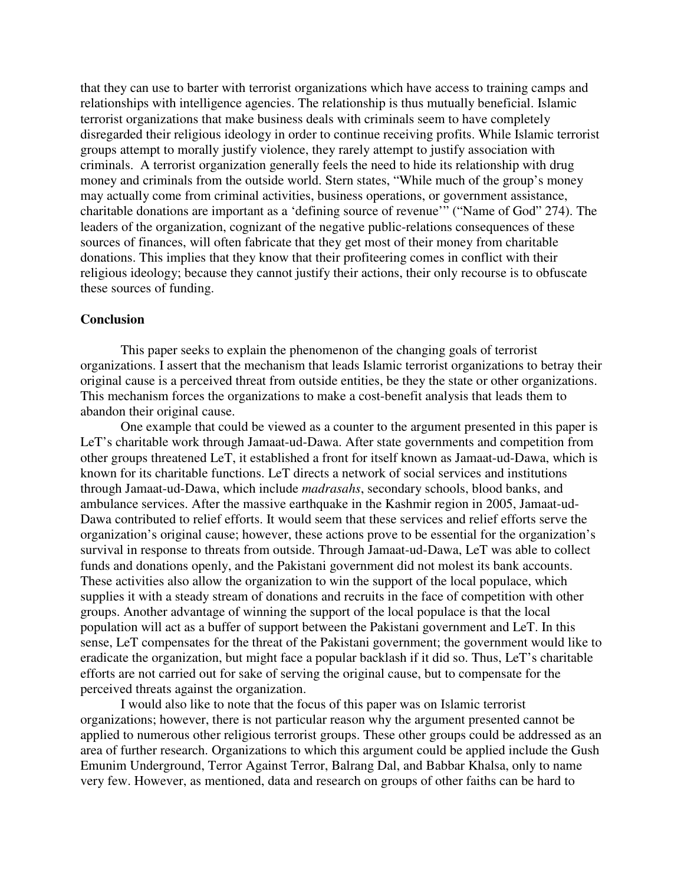that they can use to barter with terrorist organizations which have access to training camps and relationships with intelligence agencies. The relationship is thus mutually beneficial. Islamic terrorist organizations that make business deals with criminals seem to have completely disregarded their religious ideology in order to continue receiving profits. While Islamic terrorist groups attempt to morally justify violence, they rarely attempt to justify association with criminals. A terrorist organization generally feels the need to hide its relationship with drug money and criminals from the outside world. Stern states, "While much of the group's money may actually come from criminal activities, business operations, or government assistance, charitable donations are important as a 'defining source of revenue'" ("Name of God" 274). The leaders of the organization, cognizant of the negative public-relations consequences of these sources of finances, will often fabricate that they get most of their money from charitable donations. This implies that they know that their profiteering comes in conflict with their religious ideology; because they cannot justify their actions, their only recourse is to obfuscate these sources of funding.

**Conclusion**

This paper seeks to explain the phenomenon of the changing goals of terrorist organizations. I assert that the mechanism that leads Islamic terrorist organizations to betray their original cause is a perceived threat from outside entities, be they the state or other organizations. This mechanism forces the organizations to make a cost-benefit analysis that leads them to abandon their original cause.

One example that could be viewed as a counter to the argument presented in this paper is LeT's charitable work through Jamaat-ud-Dawa. After state governments and competition from other groups threatened LeT, it established a front for itself known as Jamaat-ud-Dawa, which is known for its charitable functions. LeT directs a network of social services and institutions through Jamaat-ud-Dawa, which include *madrasahs*, secondary schools, blood banks, and ambulance services. After the massive earthquake in the Kashmir region in 2005, Jamaat-ud-Dawa contributed to relief efforts. It would seem that these services and relief efforts serve the organization's original cause; however, these actions prove to be essential for the organization's survival in response to threats from outside. Through Jamaat-ud-Dawa, LeT was able to collect funds and donations openly, and the Pakistani government did not molest its bank accounts. These activities also allow the organization to win the support of the local populace, which supplies it with a steady stream of donations and recruits in the face of competition with other groups. Another advantage of winning the support of the local populace is that the local population will act as a buffer of support between the Pakistani government and LeT. In this sense, LeT compensates for the threat of the Pakistani government; the government would like to eradicate the organization, but might face a popular backlash if it did so. Thus, LeT's charitable efforts are not carried out for sake of serving the original cause, but to compensate for the perceived threats against the organization.

I would also like to note that the focus of this paper was on Islamic terrorist organizations; however, there is not particular reason why the argument presented cannot be applied to numerous other religious terrorist groups. These other groups could be addressed as an area of further research. Organizations to which this argument could be applied include the Gush Emunim Underground, Terror Against Terror, Balrang Dal, and Babbar Khalsa, only to name very few. However, as mentioned, data and research on groups of other faiths can be hard to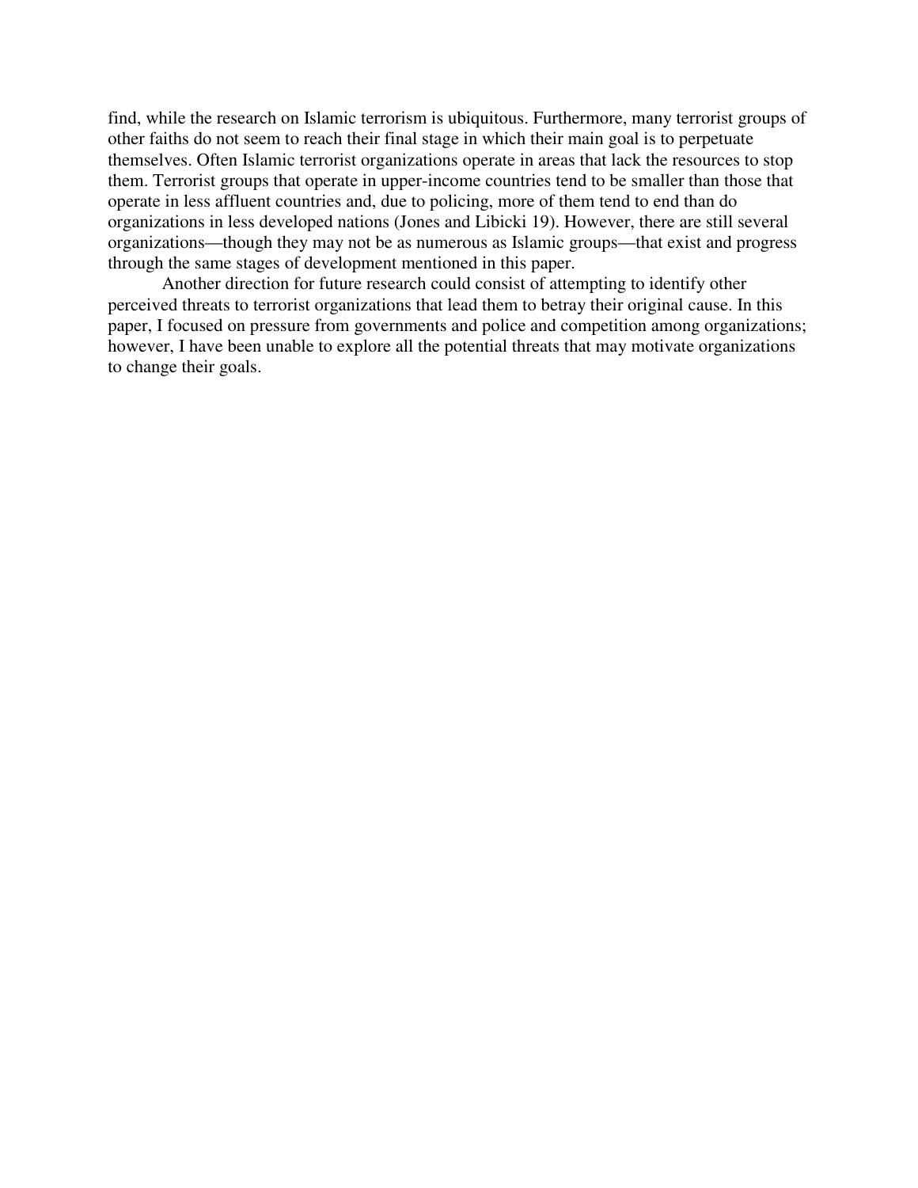find, while the research on Islamic terrorism is ubiquitous. Furthermore, many terrorist groups of other faiths do not seem to reach their final stage in which their main goal is to perpetuate themselves. Often Islamic terrorist organizations operate in areas that lack the resources to stop them. Terrorist groups that operate in upper-income countries tend to be smaller than those that operate in less affluent countries and, due to policing, more of them tend to end than do organizations in less developed nations (Jones and Libicki 19). However, there are still several organizations—though they may not be as numerous as Islamic groups—that exist and progress through the same stages of development mentioned in this paper.

Another direction for future research could consist of attempting to identify other perceived threats to terrorist organizations that lead them to betray their original cause. In this paper, I focused on pressure from governments and police and competition among organizations; however, I have been unable to explore all the potential threats that may motivate organizations to change their goals.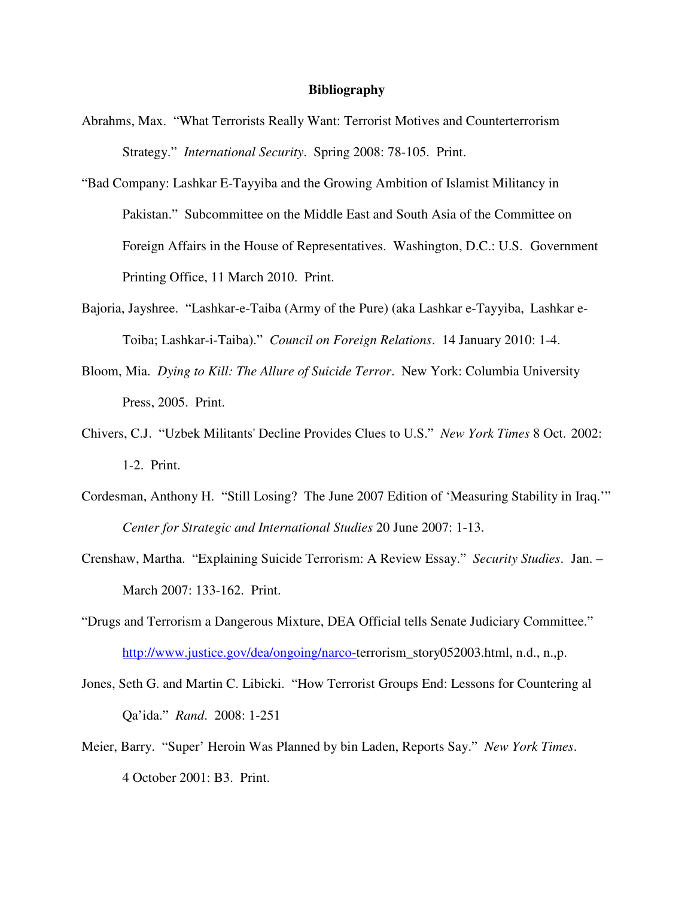**Bibliography**

Abrahms, Max. "What Terrorists Really Want: Terrorist Motives and Counterterrorism Strategy." *International Security*. Spring 2008: 78-105. Print.

"Bad Company: Lashkar E-Tayyiba and the Growing Ambition of Islamist Militancy in Pakistan." Subcommittee on the Middle East and South Asia of the Committee on Foreign Affairs in the House of Representatives. Washington, D.C.: U.S. Government Printing Office, 11 March 2010. Print.

Bajoria, Jayshree. "Lashkar-e-Taiba (Army of the Pure) (aka Lashkar e-Tayyiba, Lashkar e-Toiba; Lashkar-i-Taiba)." *Council on Foreign Relations*. 14 January 2010: 1-4.

Bloom, Mia. *Dying to Kill: The Allure of Suicide Terror*. New York: Columbia University Press, 2005. Print.

Chivers, C.J. "Uzbek Militants' Decline Provides Clues to U.S." *New York Times* 8 Oct. 2002: 1-2. Print.

Cordesman, Anthony H. "Still Losing? The June 2007 Edition of 'Measuring Stability in Iraq.'" *Center for Strategic and International Studies* 20 June 2007: 1-13.

Crenshaw, Martha. "Explaining Suicide Terrorism: A Review Essay." *Security Studies*. Jan. – March 2007: 133-162. Print.

"Drugs and Terrorism a Dangerous Mixture, DEA Official tells Senate Judiciary Committee." http://www.justice.gov/dea/ongoing/narco-terrorism_story052003.html, n.d., n.,p.

Jones, Seth G. and Martin C. Libicki. "How Terrorist Groups End: Lessons for Countering al Qa'ida." *Rand*. 2008: 1-251

Meier, Barry. "'Super' Heroin Was Planned by bin Laden, Reports Say." *New York Times*. 4 October 2001: B3. Print.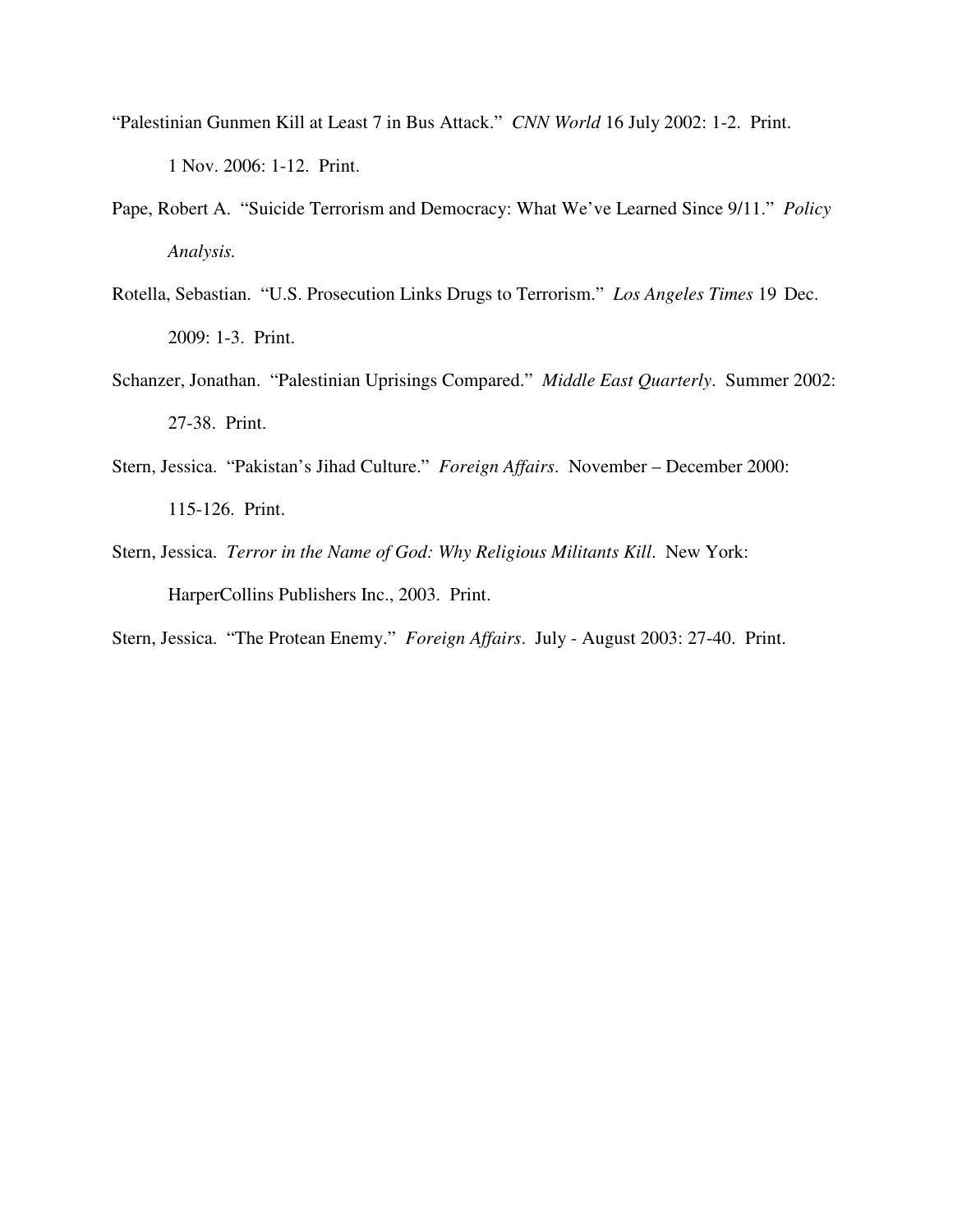"Palestinian Gunmen Kill at Least 7 in Bus Attack." *CNN World* 16 July 2002: 1-2. Print.

1 Nov. 2006: 1-12. Print.

Pape, Robert A. "Suicide Terrorism and Democracy: What We've Learned Since 9/11." *Policy Analysis.*

Rotella, Sebastian. "U.S. Prosecution Links Drugs to Terrorism." *Los Angeles Times* 19 Dec. 2009: 1-3. Print.

Schanzer, Jonathan. "Palestinian Uprisings Compared." *Middle East Quarterly*. Summer 2002: 27-38. Print.

Stern, Jessica. "Pakistan's Jihad Culture." *Foreign Affairs*. November – December 2000: 115-126. Print.

Stern, Jessica. *Terror in the Name of God: Why Religious Militants Kill*. New York: HarperCollins Publishers Inc., 2003. Print.

Stern, Jessica. "The Protean Enemy." *Foreign Affairs*. July - August 2003: 27-40. Print.